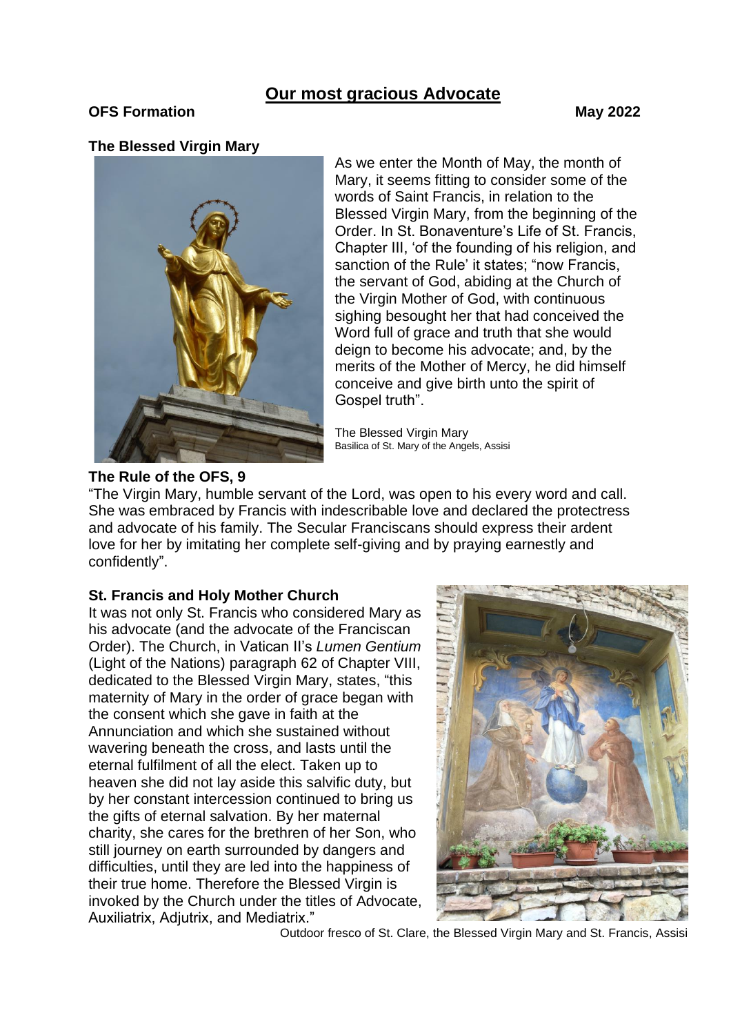# Our most gracious Advocate

**OFS Formation** **May 2022**

### The Blessed Virgin Mary

As we enter the Month of May, the month of Mary, it seems fitting to consider some of the words of Saint Francis, in relation to the Blessed Virgin Mary, from the beginning of the Order. In St. Bonaventure's Life of St. Francis, Chapter III, 'of the founding of his religion, and sanction of the Rule' it states; "now Francis, the servant of God, abiding at the Church of the Virgin Mother of God, with continuous sighing besought her that had conceived the Word full of grace and truth that she would deign to become his advocate; and, by the merits of the Mother of Mercy, he did himself conceive and give birth unto the spirit of Gospel truth".

The Blessed Virgin Mary
Basilica of St. Mary of the Angels, Assisi

### The Rule of the OFS, 9

"The Virgin Mary, humble servant of the Lord, was open to his every word and call. She was embraced by Francis with indescribable love and declared the protectress and advocate of his family. The Secular Franciscans should express their ardent love for her by imitating her complete self-giving and by praying earnestly and confidently".

### St. Francis and Holy Mother Church

It was not only St. Francis who considered Mary as his advocate (and the advocate of the Franciscan Order). The Church, in Vatican II's *Lumen Gentium* (Light of the Nations) paragraph 62 of Chapter VIII, dedicated to the Blessed Virgin Mary, states, "this maternity of Mary in the order of grace began with the consent which she gave in faith at the Annunciation and which she sustained without wavering beneath the cross, and lasts until the eternal fulfilment of all the elect. Taken up to heaven she did not lay aside this salvific duty, but by her constant intercession continued to bring us the gifts of eternal salvation. By her maternal charity, she cares for the brethren of her Son, who still journey on earth surrounded by dangers and difficulties, until they are led into the happiness of their true home. Therefore the Blessed Virgin is invoked by the Church under the titles of Advocate, Auxiliatrix, Adjutrix, and Mediatrix."

Outdoor fresco of St. Clare, the Blessed Virgin Mary and St. Francis, Assisi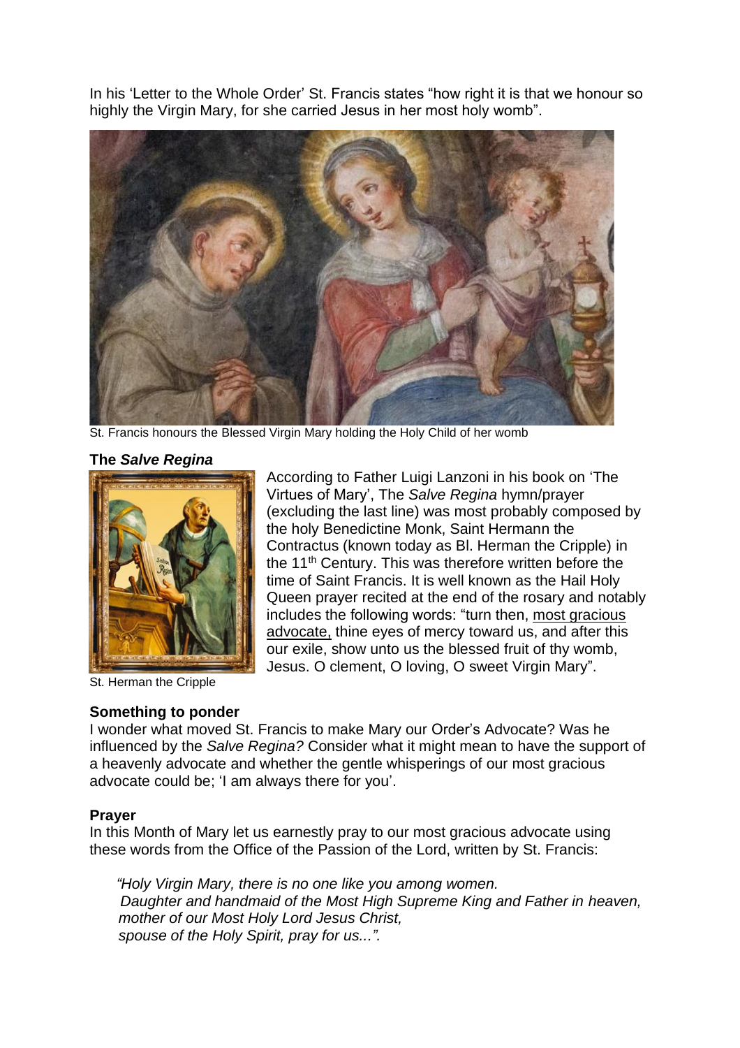In his 'Letter to the Whole Order' St. Francis states "how right it is that we honour so highly the Virgin Mary, for she carried Jesus in her most holy womb".

St. Francis honours the Blessed Virgin Mary holding the Holy Child of her womb

**The *Salve Regina***

St. Herman the Cripple

According to Father Luigi Lanzoni in his book on 'The Virtues of Mary', The *Salve Regina* hymn/prayer (excluding the last line) was most probably composed by the holy Benedictine Monk, Saint Hermann the Contractus (known today as Bl. Herman the Cripple) in the 11th Century. This was therefore written before the time of Saint Francis. It is well known as the Hail Holy Queen prayer recited at the end of the rosary and notably includes the following words: "turn then, most gracious advocate, thine eyes of mercy toward us, and after this our exile, show unto us the blessed fruit of thy womb, Jesus. O clement, O loving, O sweet Virgin Mary".

**Something to ponder**

I wonder what moved St. Francis to make Mary our Order's Advocate? Was he influenced by the *Salve Regina?* Consider what it might mean to have the support of a heavenly advocate and whether the gentle whisperings of our most gracious advocate could be; 'I am always there for you'.

**Prayer**

In this Month of Mary let us earnestly pray to our most gracious advocate using these words from the Office of the Passion of the Lord, written by St. Francis:

*"Holy Virgin Mary, there is no one like you among women.*
*Daughter and handmaid of the Most High Supreme King and Father in heaven,*
*mother of our Most Holy Lord Jesus Christ,*
*spouse of the Holy Spirit, pray for us...".*